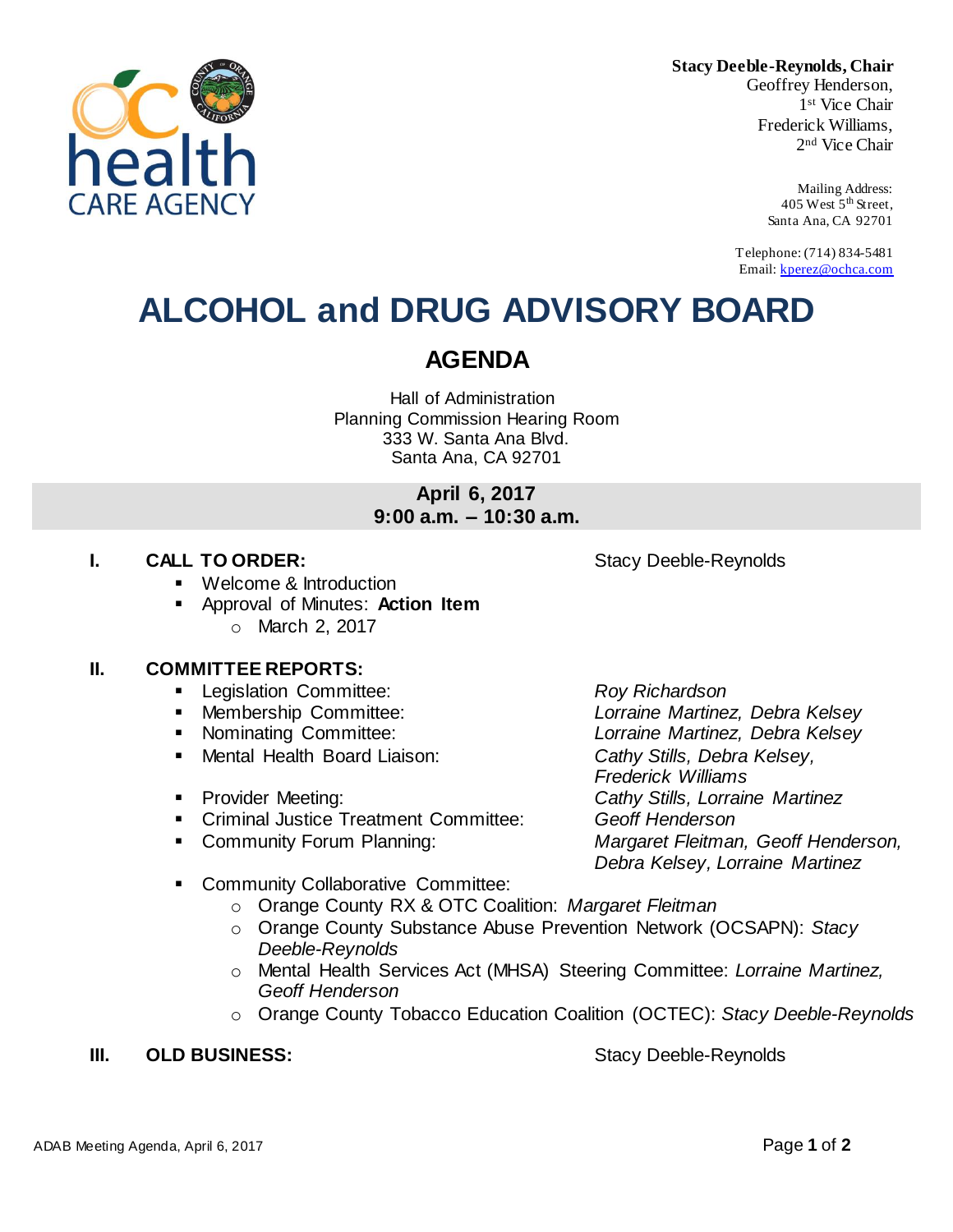**Stacy Deeble-Reynolds, Chair**
Geoffrey Henderson,
1st Vice Chair
Frederick Williams,
2nd Vice Chair

Mailing Address:
405 West 5th Street,
Santa Ana, CA 92701

Telephone: (714) 834-5481
Email: kperez@ochca.com

# ALCOHOL and DRUG ADVISORY BOARD

## AGENDA

Hall of Administration
Planning Commission Hearing Room
333 W. Santa Ana Blvd.
Santa Ana, CA 92701

**April 6, 2017**
**9:00 a.m. – 10:30 a.m.**

### I. CALL TO ORDER: Stacy Deeble-Reynolds

- Welcome & Introduction
- Approval of Minutes: **Action Item**
  - March 2, 2017

### II. COMMITTEE REPORTS:

- Legislation Committee: *Roy Richardson*
- Membership Committee: *Lorraine Martinez, Debra Kelsey*
- Nominating Committee: *Lorraine Martinez, Debra Kelsey*
- Mental Health Board Liaison: *Cathy Stills, Debra Kelsey, Frederick Williams*
- Provider Meeting: *Cathy Stills, Lorraine Martinez*
- Criminal Justice Treatment Committee: *Geoff Henderson*
- Community Forum Planning: *Margaret Fleitman, Geoff Henderson, Debra Kelsey, Lorraine Martinez*
- Community Collaborative Committee:
  - Orange County RX & OTC Coalition: *Margaret Fleitman*
  - Orange County Substance Abuse Prevention Network (OCSAPN): *Stacy Deeble-Reynolds*
  - Mental Health Services Act (MHSA) Steering Committee: *Lorraine Martinez, Geoff Henderson*
  - Orange County Tobacco Education Coalition (OCTEC): *Stacy Deeble-Reynolds*

### III. OLD BUSINESS: Stacy Deeble-Reynolds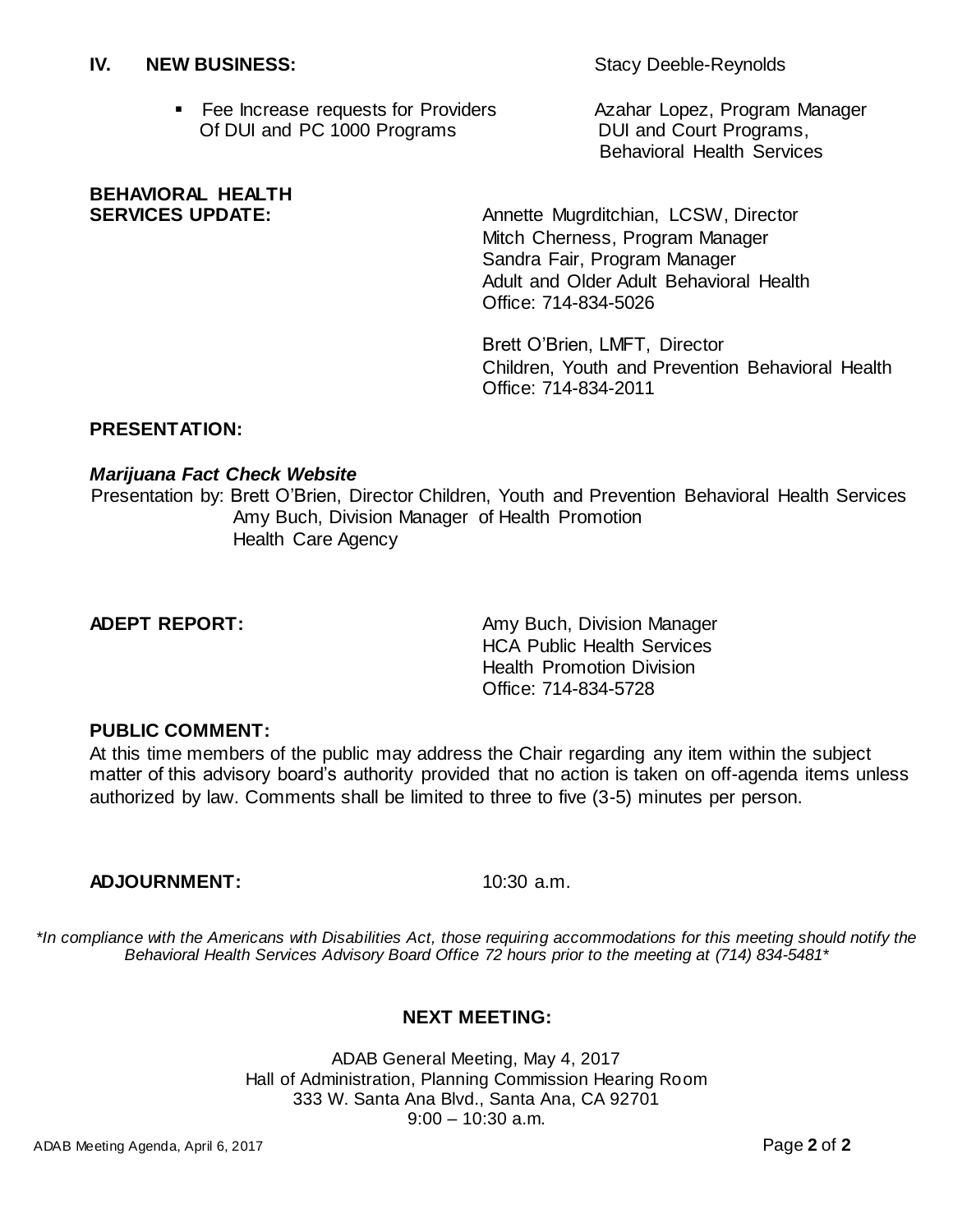**IV. NEW BUSINESS:** Stacy Deeble-Reynolds

- Fee Increase requests for Providers Of DUI and PC 1000 Programs — Azahar Lopez, Program Manager, DUI and Court Programs, Behavioral Health Services

**BEHAVIORAL HEALTH SERVICES UPDATE:**

Annette Mugrditchian, LCSW, Director
Mitch Cherness, Program Manager
Sandra Fair, Program Manager
Adult and Older Adult Behavioral Health
Office: 714-834-5026

Brett O'Brien, LMFT, Director
Children, Youth and Prevention Behavioral Health
Office: 714-834-2011

**PRESENTATION:**

***Marijuana Fact Check Website***

Presentation by: Brett O'Brien, Director Children, Youth and Prevention Behavioral Health Services
Amy Buch, Division Manager of Health Promotion
Health Care Agency

**ADEPT REPORT:**

Amy Buch, Division Manager
HCA Public Health Services
Health Promotion Division
Office: 714-834-5728

**PUBLIC COMMENT:**

At this time members of the public may address the Chair regarding any item within the subject matter of this advisory board's authority provided that no action is taken on off-agenda items unless authorized by law. Comments shall be limited to three to five (3-5) minutes per person.

**ADJOURNMENT:** 10:30 a.m.

*\*In compliance with the Americans with Disabilities Act, those requiring accommodations for this meeting should notify the Behavioral Health Services Advisory Board Office 72 hours prior to the meeting at (714) 834-5481\**

**NEXT MEETING:**

ADAB General Meeting, May 4, 2017
Hall of Administration, Planning Commission Hearing Room
333 W. Santa Ana Blvd., Santa Ana, CA 92701
9:00 – 10:30 a.m.